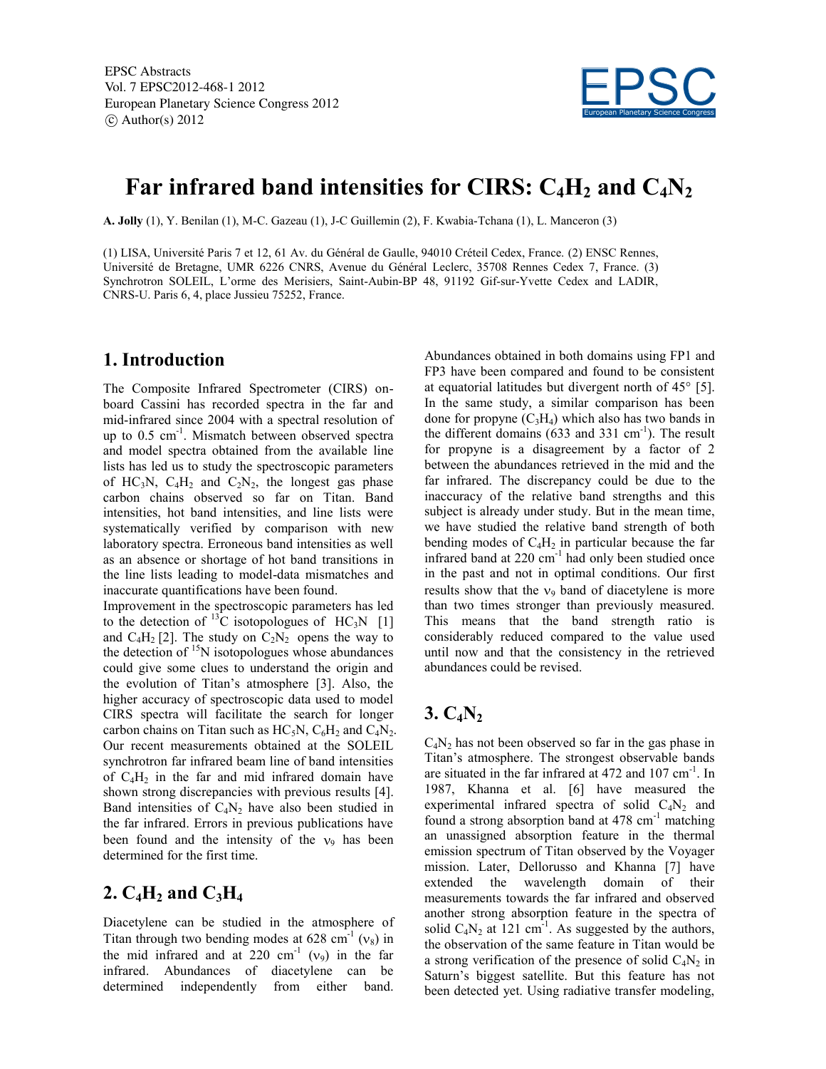# Far infrared band intensities for CIRS: $C_4H_2$ and $C_4N_2$

**A. Jolly** (1), Y. Benilan (1), M-C. Gazeau (1), J-C Guillemin (2), F. Kwabia-Tchana (1), L. Manceron (3)

(1) LISA, Université Paris 7 et 12, 61 Av. du Général de Gaulle, 94010 Créteil Cedex, France. (2) ENSC Rennes, Université de Bretagne, UMR 6226 CNRS, Avenue du Général Leclerc, 35708 Rennes Cedex 7, France. (3) Synchrotron SOLEIL, L'orme des Merisiers, Saint-Aubin-BP 48, 91192 Gif-sur-Yvette Cedex and LADIR, CNRS-U. Paris 6, 4, place Jussieu 75252, France.

## 1. Introduction

The Composite Infrared Spectrometer (CIRS) on-board Cassini has recorded spectra in the far and mid-infrared since 2004 with a spectral resolution of up to 0.5 $cm^{-1}$. Mismatch between observed spectra and model spectra obtained from the available line lists has led us to study the spectroscopic parameters of $HC_3N$, $C_4H_2$ and $C_2N_2$, the longest gas phase carbon chains observed so far on Titan. Band intensities, hot band intensities, and line lists were systematically verified by comparison with new laboratory spectra. Erroneous band intensities as well as an absence or shortage of hot band transitions in the line lists leading to model-data mismatches and inaccurate quantifications have been found.

Improvement in the spectroscopic parameters has led to the detection of $^{13}C$ isotopologues of $HC_3N$ [1] and $C_4H_2$ [2]. The study on $C_2N_2$ opens the way to the detection of $^{15}N$ isotopologues whose abundances could give some clues to understand the origin and the evolution of Titan's atmosphere [3]. Also, the higher accuracy of spectroscopic data used to model CIRS spectra will facilitate the search for longer carbon chains on Titan such as $HC_5N$, $C_6H_2$ and $C_4N_2$. Our recent measurements obtained at the SOLEIL synchrotron far infrared beam line of band intensities of $C_4H_2$ in the far and mid infrared domain have shown strong discrepancies with previous results [4]. Band intensities of $C_4N_2$ have also been studied in the far infrared. Errors in previous publications have been found and the intensity of the $\nu_9$ has been determined for the first time.

## 2. $C_4H_2$ and $C_3H_4$

Diacetylene can be studied in the atmosphere of Titan through two bending modes at 628 $cm^{-1}$ ($\nu_8$) in the mid infrared and at 220 $cm^{-1}$ ($\nu_9$) in the far infrared. Abundances of diacetylene can be determined independently from either band. Abundances obtained in both domains using FP1 and FP3 have been compared and found to be consistent at equatorial latitudes but divergent north of 45° [5]. In the same study, a similar comparison has been done for propyne ($C_3H_4$) which also has two bands in the different domains (633 and 331 $cm^{-1}$). The result for propyne is a disagreement by a factor of 2 between the abundances retrieved in the mid and the far infrared. The discrepancy could be due to the inaccuracy of the relative band strengths and this subject is already under study. But in the mean time, we have studied the relative band strength of both bending modes of $C_4H_2$ in particular because the far infrared band at 220 $cm^{-1}$ had only been studied once in the past and not in optimal conditions. Our first results show that the $\nu_9$ band of diacetylene is more than two times stronger than previously measured. This means that the band strength ratio is considerably reduced compared to the value used until now and that the consistency in the retrieved abundances could be revised.

## 3. $C_4N_2$

$C_4N_2$ has not been observed so far in the gas phase in Titan's atmosphere. The strongest observable bands are situated in the far infrared at 472 and 107 $cm^{-1}$. In 1987, Khanna et al. [6] have measured the experimental infrared spectra of solid $C_4N_2$ and found a strong absorption band at 478 $cm^{-1}$ matching an unassigned absorption feature in the thermal emission spectrum of Titan observed by the Voyager mission. Later, Dellorusso and Khanna [7] have extended the wavelength domain of their measurements towards the far infrared and observed another strong absorption feature in the spectra of solid $C_4N_2$ at 121 $cm^{-1}$. As suggested by the authors, the observation of the same feature in Titan would be a strong verification of the presence of solid $C_4N_2$ in Saturn's biggest satellite. But this feature has not been detected yet. Using radiative transfer modeling,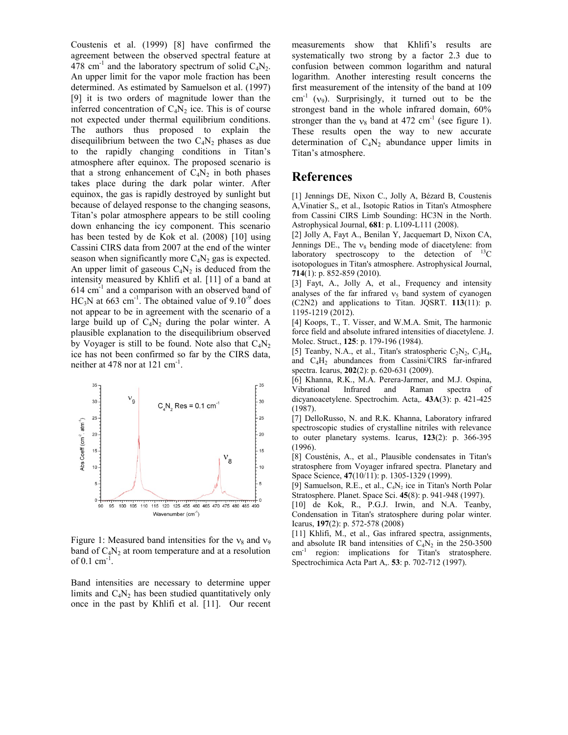Coustenis et al. (1999) [8] have confirmed the agreement between the observed spectral feature at 478 $cm^{-1}$ and the laboratory spectrum of solid $C_4N_2$. An upper limit for the vapor mole fraction has been determined. As estimated by Samuelson et al. (1997) [9] it is two orders of magnitude lower than the inferred concentration of $C_4N_2$ ice. This is of course not expected under thermal equilibrium conditions. The authors thus proposed to explain the disequilibrium between the two $C_4N_2$ phases as due to the rapidly changing conditions in Titan's atmosphere after equinox. The proposed scenario is that a strong enhancement of $C_4N_2$ in both phases takes place during the dark polar winter. After equinox, the gas is rapidly destroyed by sunlight but because of delayed response to the changing seasons, Titan's polar atmosphere appears to be still cooling down enhancing the icy component. This scenario has been tested by de Kok et al. (2008) [10] using Cassini CIRS data from 2007 at the end of the winter season when significantly more $C_4N_2$ gas is expected. An upper limit of gaseous $C_4N_2$ is deduced from the intensity measured by Khlifi et al. [11] of a band at 614 $cm^{-1}$ and a comparison with an observed band of $HC_3N$ at 663 $cm^{-1}$. The obtained value of $9.10^{-9}$ does not appear to be in agreement with the scenario of a large build up of $C_4N_2$ during the polar winter. A plausible explanation to the disequilibrium observed by Voyager is still to be found. Note also that $C_4N_2$ ice has not been confirmed so far by the CIRS data, neither at 478 nor at 121 $cm^{-1}$.

$\nu_9$

$\nu_8$

$C_4N_2$ Res = 0.1 $cm^{-1}$

Abs Coeff ($cm^{-2}$ . $atm^{-1}$)

Wavenumber ($cm^{-1}$)

Figure 1: Measured band intensities for the $\nu_8$ and $\nu_9$ band of $C_4N_2$ at room temperature and at a resolution of 0.1 $cm^{-1}$.

Band intensities are necessary to determine upper limits and $C_4N_2$ has been studied quantitatively only once in the past by Khlifi et al. [11]. Our recent measurements show that Khlifi's results are systematically two strong by a factor 2.3 due to confusion between common logarithm and natural logarithm. Another interesting result concerns the first measurement of the intensity of the band at 109 $cm^{-1}$ ($\nu_9$). Surprisingly, it turned out to be the strongest band in the whole infrared domain, 60% stronger than the $\nu_8$ band at 472 $cm^{-1}$ (see figure 1). These results open the way to new accurate determination of $C_4N_2$ abundance upper limits in Titan's atmosphere.

# References

[1] Jennings DE, Nixon C., Jolly A, Bézard B, Coustenis A,Vinatier S,, et al., Isotopic Ratios in Titan's Atmosphere from Cassini CIRS Limb Sounding: HC3N in the North. Astrophysical Journal, **681**: p. L109-L111 (2008).

[2] Jolly A, Fayt A., Benilan Y, Jacquemart D, Nixon CA, Jennings DE., The $\nu_8$ bending mode of diacetylene: from laboratory spectroscopy to the detection of $^{13}C$ isotopologues in Titan's atmosphere. Astrophysical Journal, **714**(1): p. 852-859 (2010).

[3] Fayt, A., Jolly A, et al., Frequency and intensity analyses of the far infrared $\nu_5$ band system of cyanogen (C2N2) and applications to Titan. JQSRT. **113**(11): p. 1195-1219 (2012).

[4] Koops, T., T. Visser, and W.M.A. Smit, The harmonic force field and absolute infrared intensities of diacetylene. J. Molec. Struct., **125**: p. 179-196 (1984).

[5] Teanby, N.A., et al., Titan's stratospheric $C_2N_2$, $C_3H_4$, and $C_4H_2$ abundances from Cassini/CIRS far-infrared spectra. Icarus, **202**(2): p. 620-631 (2009).

[6] Khanna, R.K., M.A. Perera-Jarmer, and M.J. Ospina, Vibrational Infrared and Raman spectra of dicyanoacetylene. Spectrochim. Acta,. **43A**(3): p. 421-425 (1987).

[7] DelloRusso, N. and R.K. Khanna, Laboratory infrared spectroscopic studies of crystalline nitriles with relevance to outer planetary systems. Icarus, **123**(2): p. 366-395 (1996).

[8] Cousténis, A., et al., Plausible condensates in Titan's stratosphere from Voyager infrared spectra. Planetary and Space Science, **47**(10/11): p. 1305-1329 (1999).

[9] Samuelson, R.E., et al., $C_4N_2$ ice in Titan's North Polar Stratosphere. Planet. Space Sci. **45**(8): p. 941-948 (1997).

[10] de Kok, R., P.G.J. Irwin, and N.A. Teanby, Condensation in Titan's stratosphere during polar winter. Icarus, **197**(2): p. 572-578 (2008)

[11] Khlifi, M., et al., Gas infrared spectra, assignments, and absolute IR band intensities of $C_4N_2$ in the 250-3500 $cm^{-1}$ region: implications for Titan's stratosphere. Spectrochimica Acta Part A,. **53**: p. 702-712 (1997).